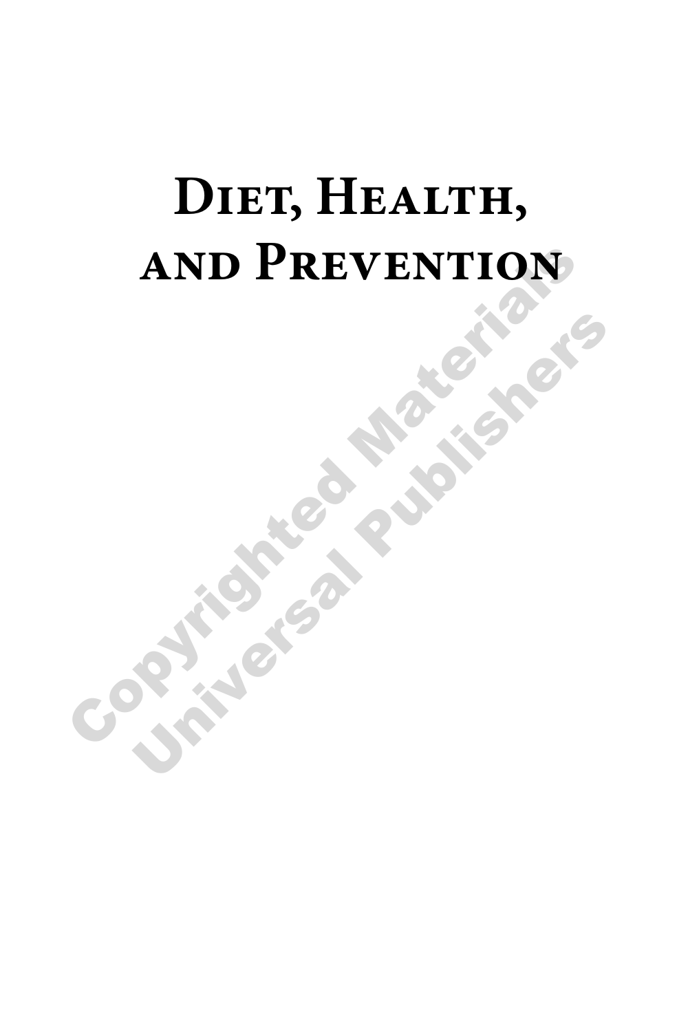# Diet, Health, and Prevention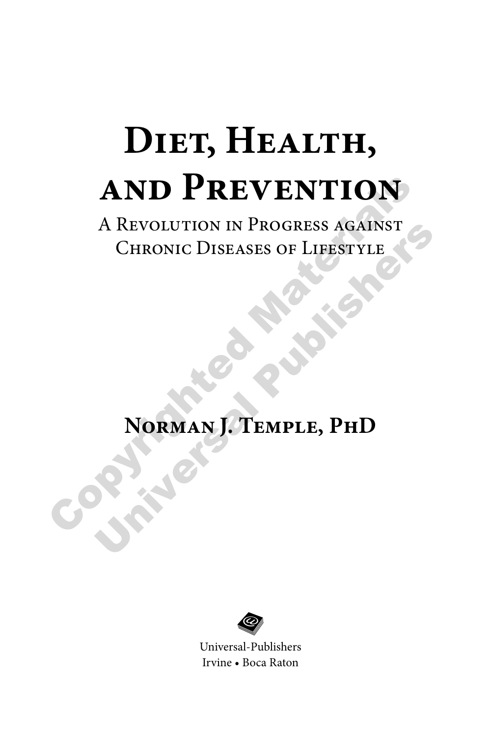# Diet, Health, and Prevention

## A Revolution in Progress against Chronic Diseases of Lifestyle

**Norman J. Temple, PhD**

Universal-Publishers
Irvine • Boca Raton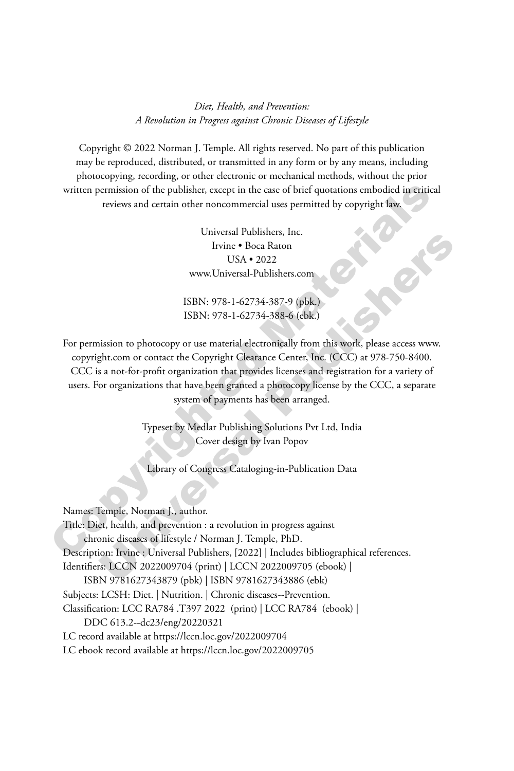*Diet, Health, and Prevention:*
*A Revolution in Progress against Chronic Diseases of Lifestyle*

Copyright © 2022 Norman J. Temple. All rights reserved. No part of this publication may be reproduced, distributed, or transmitted in any form or by any means, including photocopying, recording, or other electronic or mechanical methods, without the prior written permission of the publisher, except in the case of brief quotations embodied in critical reviews and certain other noncommercial uses permitted by copyright law.

Universal Publishers, Inc.
Irvine • Boca Raton
USA • 2022
www.Universal-Publishers.com

ISBN: 978-1-62734-387-9 (pbk.)
ISBN: 978-1-62734-388-6 (ebk.)

For permission to photocopy or use material electronically from this work, please access www.copyright.com or contact the Copyright Clearance Center, Inc. (CCC) at 978-750-8400. CCC is a not-for-profit organization that provides licenses and registration for a variety of users. For organizations that have been granted a photocopy license by the CCC, a separate system of payments has been arranged.

Typeset by Medlar Publishing Solutions Pvt Ltd, India
Cover design by Ivan Popov

Library of Congress Cataloging-in-Publication Data

Names: Temple, Norman J., author.
Title: Diet, health, and prevention : a revolution in progress against chronic diseases of lifestyle / Norman J. Temple, PhD.
Description: Irvine : Universal Publishers, [2022] | Includes bibliographical references.
Identifiers: LCCN 2022009704 (print) | LCCN 2022009705 (ebook) | ISBN 9781627343879 (pbk) | ISBN 9781627343886 (ebk)
Subjects: LCSH: Diet. | Nutrition. | Chronic diseases--Prevention.
Classification: LCC RA784 .T397 2022 (print) | LCC RA784 (ebook) | DDC 613.2--dc23/eng/20220321
LC record available at https://lccn.loc.gov/2022009704
LC ebook record available at https://lccn.loc.gov/2022009705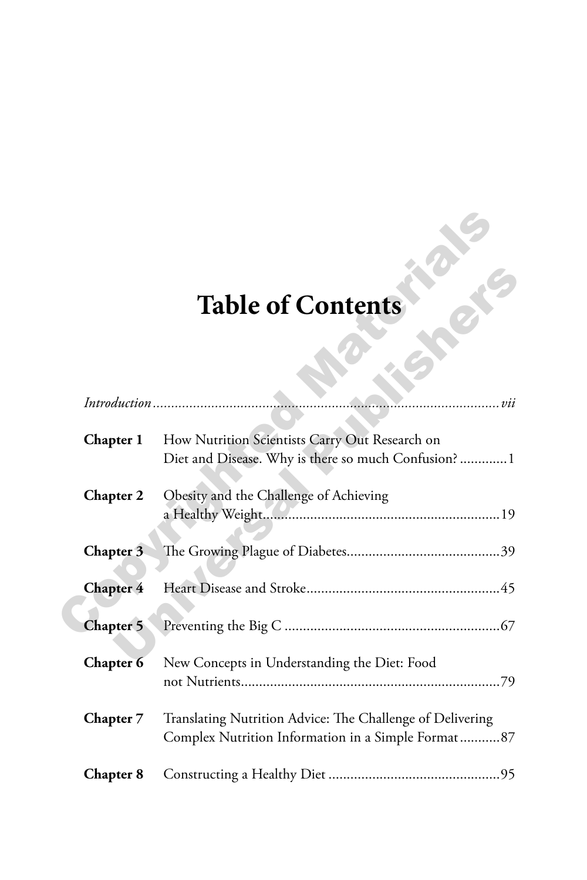# Table of Contents

*Introduction* ............................................................................................ *vii*

**Chapter 1** How Nutrition Scientists Carry Out Research on Diet and Disease. Why is there so much Confusion? ............ 1

**Chapter 2** Obesity and the Challenge of Achieving a Healthy Weight................................................................ 19

**Chapter 3** The Growing Plague of Diabetes......................................... 39

**Chapter 4** Heart Disease and Stroke.................................................... 45

**Chapter 5** Preventing the Big C .......................................................... 67

**Chapter 6** New Concepts in Understanding the Diet: Food not Nutrients...................................................................... 79

**Chapter 7** Translating Nutrition Advice: The Challenge of Delivering Complex Nutrition Information in a Simple Format........... 87

**Chapter 8** Constructing a Healthy Diet .............................................. 95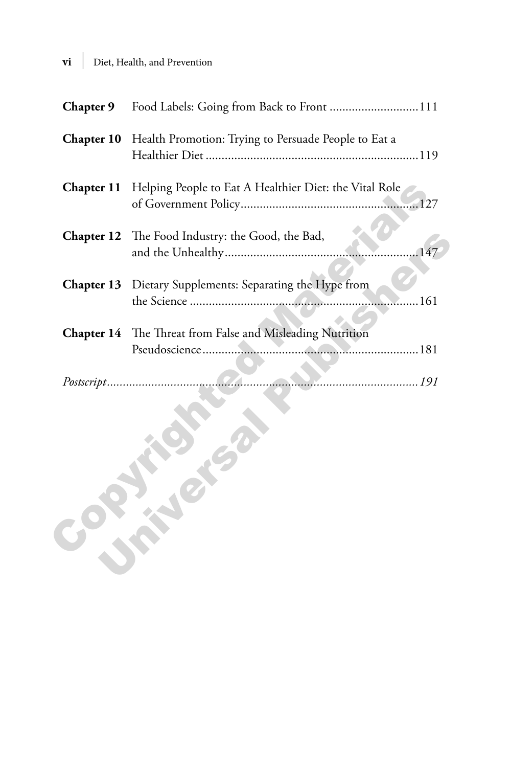| | | |
|---|---|---|
| **Chapter 9** | Food Labels: Going from Back to Front | 111 |
| **Chapter 10** | Health Promotion: Trying to Persuade People to Eat a Healthier Diet | 119 |
| **Chapter 11** | Helping People to Eat A Healthier Diet: the Vital Role of Government Policy | 127 |
| **Chapter 12** | The Food Industry: the Good, the Bad, and the Unhealthy | 147 |
| **Chapter 13** | Dietary Supplements: Separating the Hype from the Science | 161 |
| **Chapter 14** | The Threat from False and Misleading Nutrition Pseudoscience | 181 |
| *Postscript* | | *191* |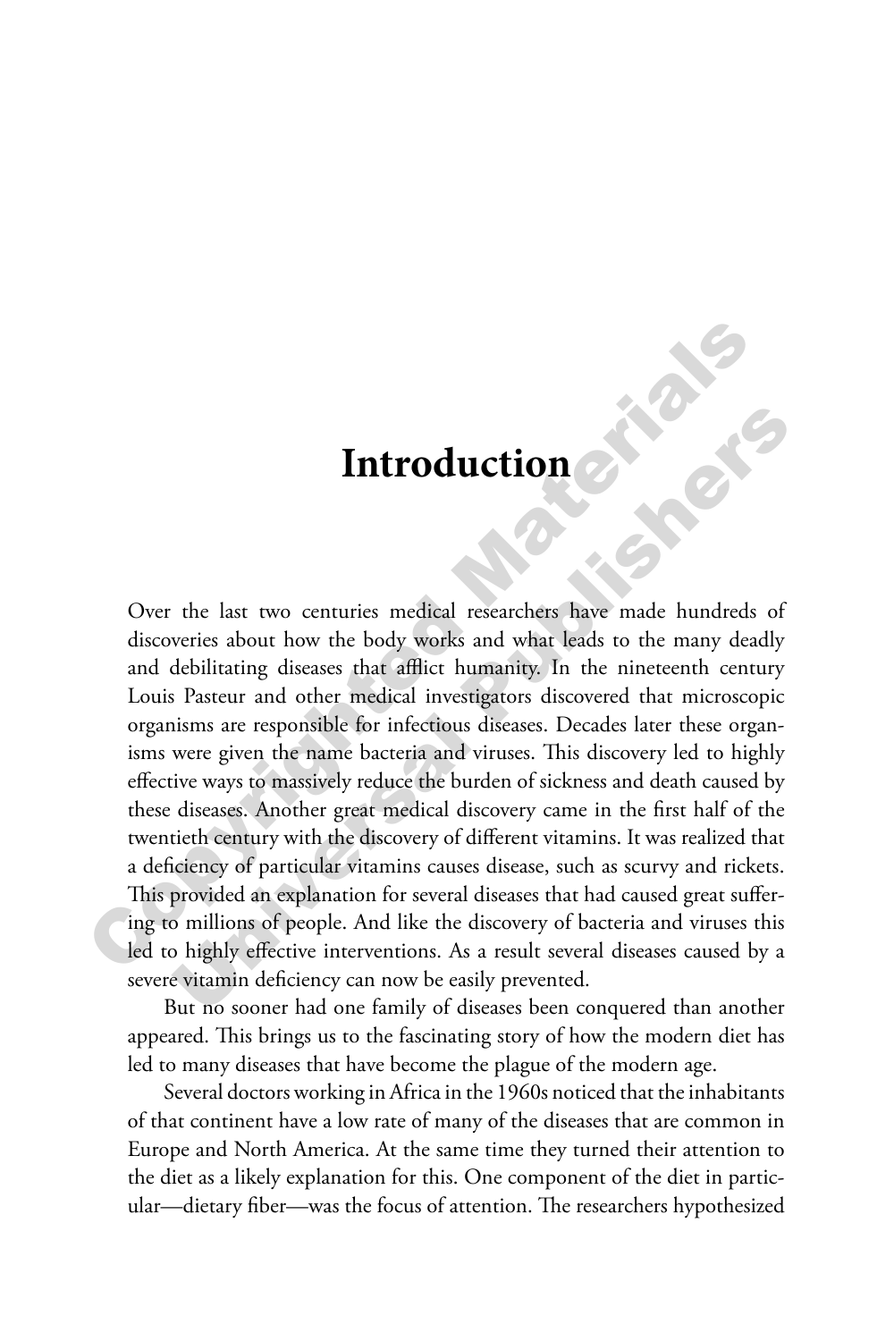# Introduction

Over the last two centuries medical researchers have made hundreds of discoveries about how the body works and what leads to the many deadly and debilitating diseases that afflict humanity. In the nineteenth century Louis Pasteur and other medical investigators discovered that microscopic organisms are responsible for infectious diseases. Decades later these organisms were given the name bacteria and viruses. This discovery led to highly effective ways to massively reduce the burden of sickness and death caused by these diseases. Another great medical discovery came in the first half of the twentieth century with the discovery of different vitamins. It was realized that a deficiency of particular vitamins causes disease, such as scurvy and rickets. This provided an explanation for several diseases that had caused great suffering to millions of people. And like the discovery of bacteria and viruses this led to highly effective interventions. As a result several diseases caused by a severe vitamin deficiency can now be easily prevented.

But no sooner had one family of diseases been conquered than another appeared. This brings us to the fascinating story of how the modern diet has led to many diseases that have become the plague of the modern age.

Several doctors working in Africa in the 1960s noticed that the inhabitants of that continent have a low rate of many of the diseases that are common in Europe and North America. At the same time they turned their attention to the diet as a likely explanation for this. One component of the diet in particular—dietary fiber—was the focus of attention. The researchers hypothesized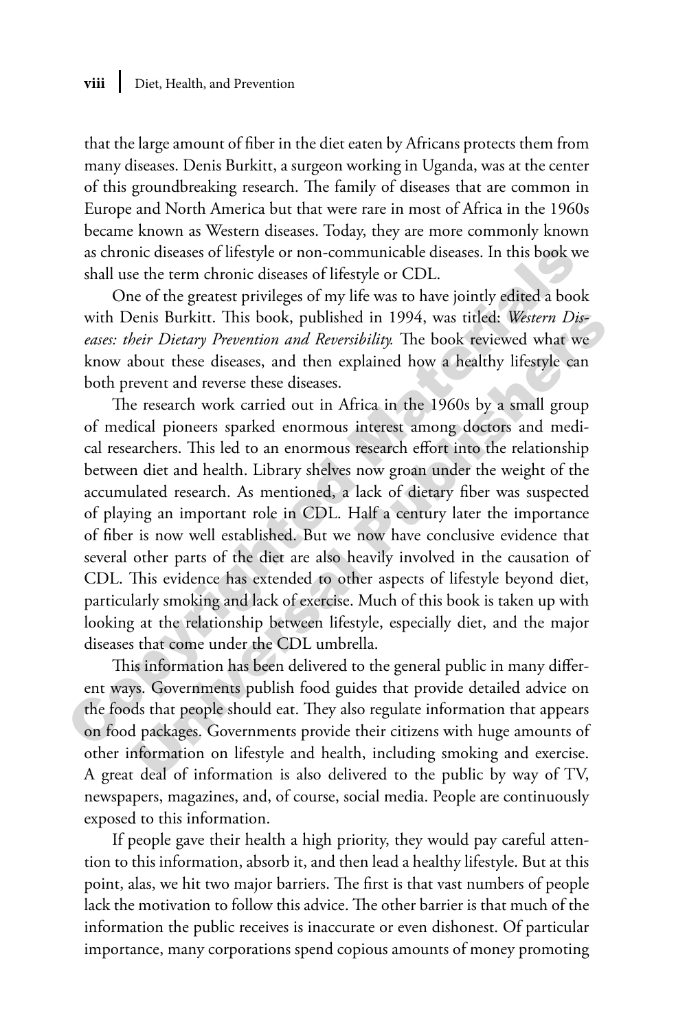that the large amount of fiber in the diet eaten by Africans protects them from many diseases. Denis Burkitt, a surgeon working in Uganda, was at the center of this groundbreaking research. The family of diseases that are common in Europe and North America but that were rare in most of Africa in the 1960s became known as Western diseases. Today, they are more commonly known as chronic diseases of lifestyle or non-communicable diseases. In this book we shall use the term chronic diseases of lifestyle or CDL.

One of the greatest privileges of my life was to have jointly edited a book with Denis Burkitt. This book, published in 1994, was titled: *Western Diseases: their Dietary Prevention and Reversibility.* The book reviewed what we know about these diseases, and then explained how a healthy lifestyle can both prevent and reverse these diseases.

The research work carried out in Africa in the 1960s by a small group of medical pioneers sparked enormous interest among doctors and medical researchers. This led to an enormous research effort into the relationship between diet and health. Library shelves now groan under the weight of the accumulated research. As mentioned, a lack of dietary fiber was suspected of playing an important role in CDL. Half a century later the importance of fiber is now well established. But we now have conclusive evidence that several other parts of the diet are also heavily involved in the causation of CDL. This evidence has extended to other aspects of lifestyle beyond diet, particularly smoking and lack of exercise. Much of this book is taken up with looking at the relationship between lifestyle, especially diet, and the major diseases that come under the CDL umbrella.

This information has been delivered to the general public in many different ways. Governments publish food guides that provide detailed advice on the foods that people should eat. They also regulate information that appears on food packages. Governments provide their citizens with huge amounts of other information on lifestyle and health, including smoking and exercise. A great deal of information is also delivered to the public by way of TV, newspapers, magazines, and, of course, social media. People are continuously exposed to this information.

If people gave their health a high priority, they would pay careful attention to this information, absorb it, and then lead a healthy lifestyle. But at this point, alas, we hit two major barriers. The first is that vast numbers of people lack the motivation to follow this advice. The other barrier is that much of the information the public receives is inaccurate or even dishonest. Of particular importance, many corporations spend copious amounts of money promoting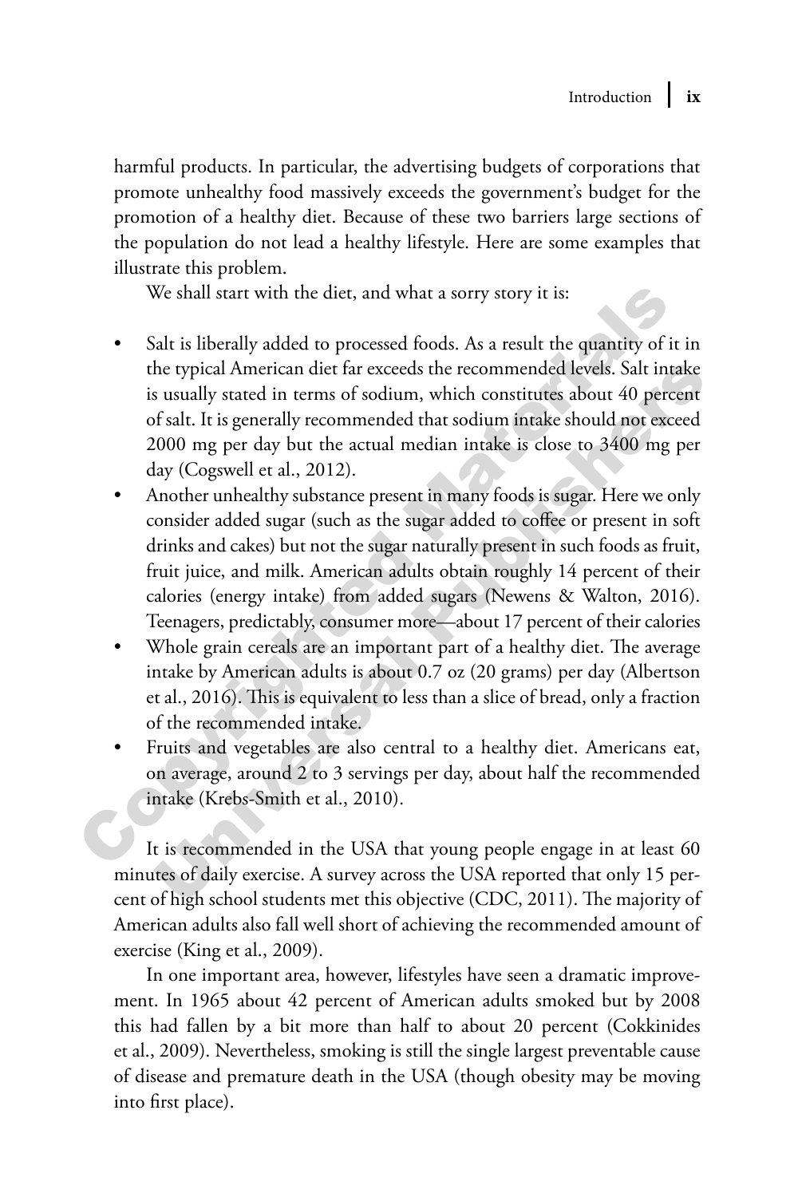harmful products. In particular, the advertising budgets of corporations that promote unhealthy food massively exceeds the government's budget for the promotion of a healthy diet. Because of these two barriers large sections of the population do not lead a healthy lifestyle. Here are some examples that illustrate this problem.

We shall start with the diet, and what a sorry story it is:

- Salt is liberally added to processed foods. As a result the quantity of it in the typical American diet far exceeds the recommended levels. Salt intake is usually stated in terms of sodium, which constitutes about 40 percent of salt. It is generally recommended that sodium intake should not exceed 2000 mg per day but the actual median intake is close to 3400 mg per day (Cogswell et al., 2012).
- Another unhealthy substance present in many foods is sugar. Here we only consider added sugar (such as the sugar added to coffee or present in soft drinks and cakes) but not the sugar naturally present in such foods as fruit, fruit juice, and milk. American adults obtain roughly 14 percent of their calories (energy intake) from added sugars (Newens & Walton, 2016). Teenagers, predictably, consumer more—about 17 percent of their calories
- Whole grain cereals are an important part of a healthy diet. The average intake by American adults is about 0.7 oz (20 grams) per day (Albertson et al., 2016). This is equivalent to less than a slice of bread, only a fraction of the recommended intake.
- Fruits and vegetables are also central to a healthy diet. Americans eat, on average, around 2 to 3 servings per day, about half the recommended intake (Krebs-Smith et al., 2010).

It is recommended in the USA that young people engage in at least 60 minutes of daily exercise. A survey across the USA reported that only 15 percent of high school students met this objective (CDC, 2011). The majority of American adults also fall well short of achieving the recommended amount of exercise (King et al., 2009).

In one important area, however, lifestyles have seen a dramatic improvement. In 1965 about 42 percent of American adults smoked but by 2008 this had fallen by a bit more than half to about 20 percent (Cokkinides et al., 2009). Nevertheless, smoking is still the single largest preventable cause of disease and premature death in the USA (though obesity may be moving into first place).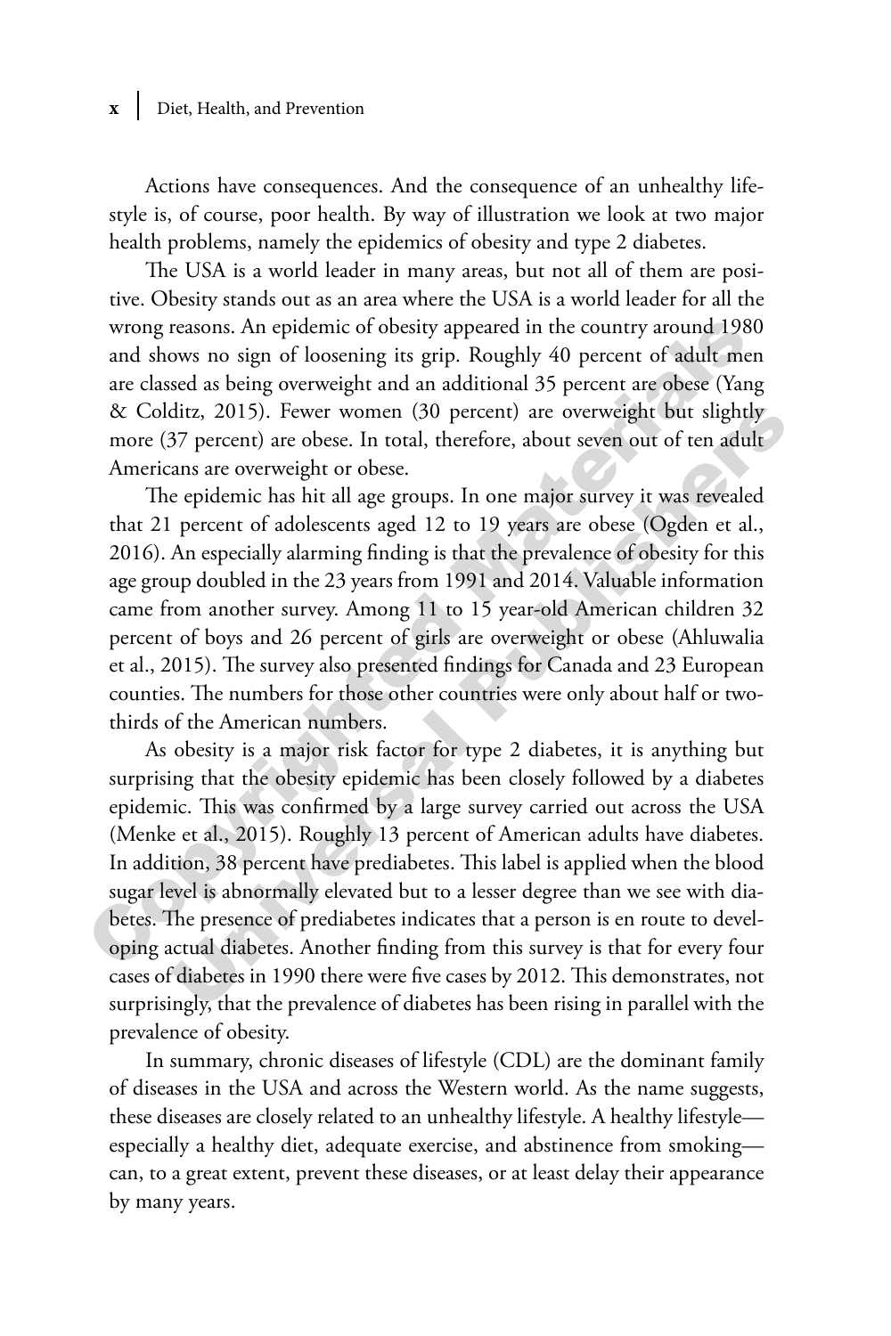Actions have consequences. And the consequence of an unhealthy lifestyle is, of course, poor health. By way of illustration we look at two major health problems, namely the epidemics of obesity and type 2 diabetes.

The USA is a world leader in many areas, but not all of them are positive. Obesity stands out as an area where the USA is a world leader for all the wrong reasons. An epidemic of obesity appeared in the country around 1980 and shows no sign of loosening its grip. Roughly 40 percent of adult men are classed as being overweight and an additional 35 percent are obese (Yang & Colditz, 2015). Fewer women (30 percent) are overweight but slightly more (37 percent) are obese. In total, therefore, about seven out of ten adult Americans are overweight or obese.

The epidemic has hit all age groups. In one major survey it was revealed that 21 percent of adolescents aged 12 to 19 years are obese (Ogden et al., 2016). An especially alarming finding is that the prevalence of obesity for this age group doubled in the 23 years from 1991 and 2014. Valuable information came from another survey. Among 11 to 15 year-old American children 32 percent of boys and 26 percent of girls are overweight or obese (Ahluwalia et al., 2015). The survey also presented findings for Canada and 23 European counties. The numbers for those other countries were only about half or two-thirds of the American numbers.

As obesity is a major risk factor for type 2 diabetes, it is anything but surprising that the obesity epidemic has been closely followed by a diabetes epidemic. This was confirmed by a large survey carried out across the USA (Menke et al., 2015). Roughly 13 percent of American adults have diabetes. In addition, 38 percent have prediabetes. This label is applied when the blood sugar level is abnormally elevated but to a lesser degree than we see with diabetes. The presence of prediabetes indicates that a person is en route to developing actual diabetes. Another finding from this survey is that for every four cases of diabetes in 1990 there were five cases by 2012. This demonstrates, not surprisingly, that the prevalence of diabetes has been rising in parallel with the prevalence of obesity.

In summary, chronic diseases of lifestyle (CDL) are the dominant family of diseases in the USA and across the Western world. As the name suggests, these diseases are closely related to an unhealthy lifestyle. A healthy lifestyle—especially a healthy diet, adequate exercise, and abstinence from smoking—can, to a great extent, prevent these diseases, or at least delay their appearance by many years.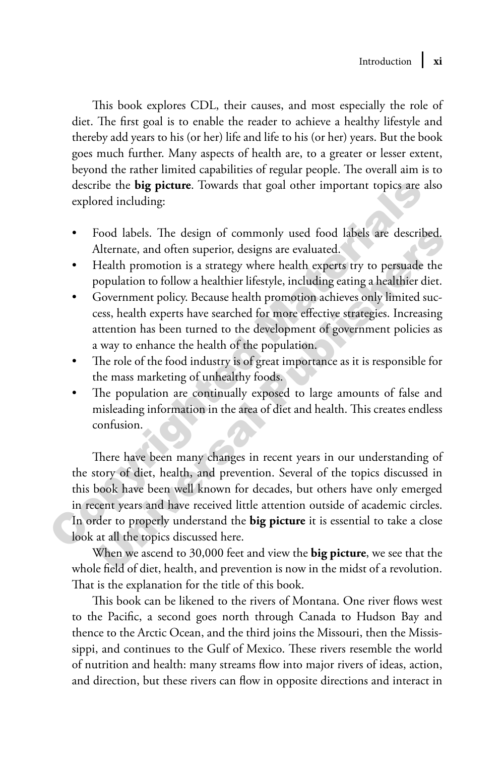This book explores CDL, their causes, and most especially the role of diet. The first goal is to enable the reader to achieve a healthy lifestyle and thereby add years to his (or her) life and life to his (or her) years. But the book goes much further. Many aspects of health are, to a greater or lesser extent, beyond the rather limited capabilities of regular people. The overall aim is to describe the **big picture**. Towards that goal other important topics are also explored including:

- Food labels. The design of commonly used food labels are described. Alternate, and often superior, designs are evaluated.
- Health promotion is a strategy where health experts try to persuade the population to follow a healthier lifestyle, including eating a healthier diet.
- Government policy. Because health promotion achieves only limited success, health experts have searched for more effective strategies. Increasing attention has been turned to the development of government policies as a way to enhance the health of the population.
- The role of the food industry is of great importance as it is responsible for the mass marketing of unhealthy foods.
- The population are continually exposed to large amounts of false and misleading information in the area of diet and health. This creates endless confusion.

There have been many changes in recent years in our understanding of the story of diet, health, and prevention. Several of the topics discussed in this book have been well known for decades, but others have only emerged in recent years and have received little attention outside of academic circles. In order to properly understand the **big picture** it is essential to take a close look at all the topics discussed here.

When we ascend to 30,000 feet and view the **big picture**, we see that the whole field of diet, health, and prevention is now in the midst of a revolution. That is the explanation for the title of this book.

This book can be likened to the rivers of Montana. One river flows west to the Pacific, a second goes north through Canada to Hudson Bay and thence to the Arctic Ocean, and the third joins the Missouri, then the Mississippi, and continues to the Gulf of Mexico. These rivers resemble the world of nutrition and health: many streams flow into major rivers of ideas, action, and direction, but these rivers can flow in opposite directions and interact in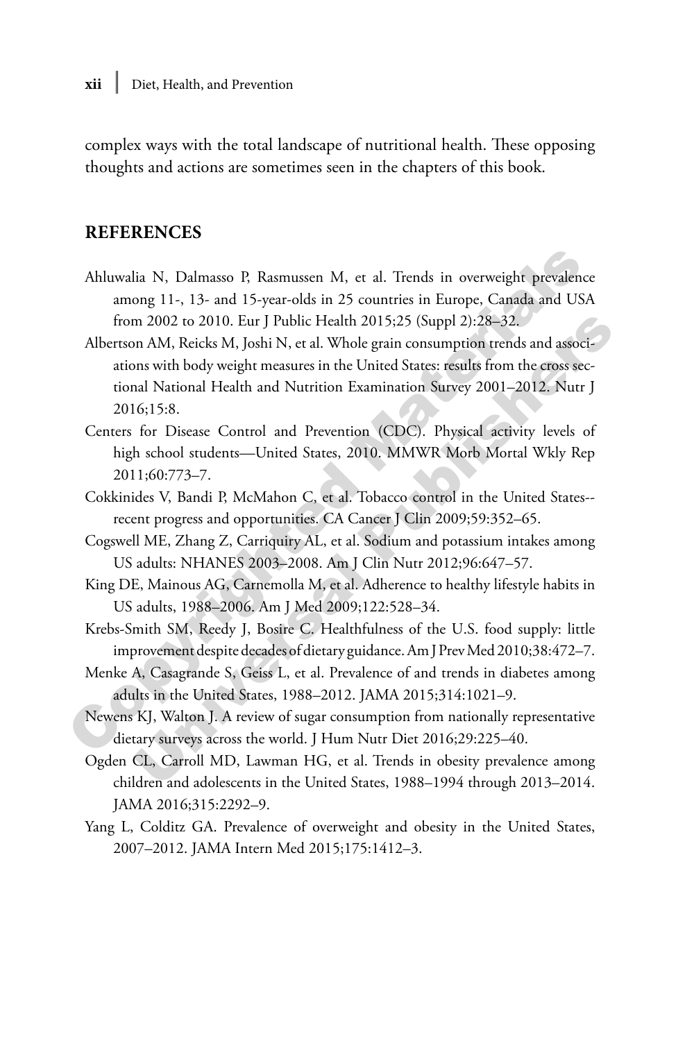complex ways with the total landscape of nutritional health. These opposing thoughts and actions are sometimes seen in the chapters of this book.

## REFERENCES

Ahluwalia N, Dalmasso P, Rasmussen M, et al. Trends in overweight prevalence among 11-, 13- and 15-year-olds in 25 countries in Europe, Canada and USA from 2002 to 2010. Eur J Public Health 2015;25 (Suppl 2):28–32.

Albertson AM, Reicks M, Joshi N, et al. Whole grain consumption trends and associations with body weight measures in the United States: results from the cross sectional National Health and Nutrition Examination Survey 2001–2012. Nutr J 2016;15:8.

Centers for Disease Control and Prevention (CDC). Physical activity levels of high school students—United States, 2010. MMWR Morb Mortal Wkly Rep 2011;60:773–7.

Cokkinides V, Bandi P, McMahon C, et al. Tobacco control in the United States--recent progress and opportunities. CA Cancer J Clin 2009;59:352–65.

Cogswell ME, Zhang Z, Carriquiry AL, et al. Sodium and potassium intakes among US adults: NHANES 2003–2008. Am J Clin Nutr 2012;96:647–57.

King DE, Mainous AG, Carnemolla M, et al. Adherence to healthy lifestyle habits in US adults, 1988–2006. Am J Med 2009;122:528–34.

Krebs-Smith SM, Reedy J, Bosire C. Healthfulness of the U.S. food supply: little improvement despite decades of dietary guidance. Am J Prev Med 2010;38:472–7.

Menke A, Casagrande S, Geiss L, et al. Prevalence of and trends in diabetes among adults in the United States, 1988–2012. JAMA 2015;314:1021–9.

Newens KJ, Walton J. A review of sugar consumption from nationally representative dietary surveys across the world. J Hum Nutr Diet 2016;29:225–40.

Ogden CL, Carroll MD, Lawman HG, et al. Trends in obesity prevalence among children and adolescents in the United States, 1988–1994 through 2013–2014. JAMA 2016;315:2292–9.

Yang L, Colditz GA. Prevalence of overweight and obesity in the United States, 2007–2012. JAMA Intern Med 2015;175:1412–3.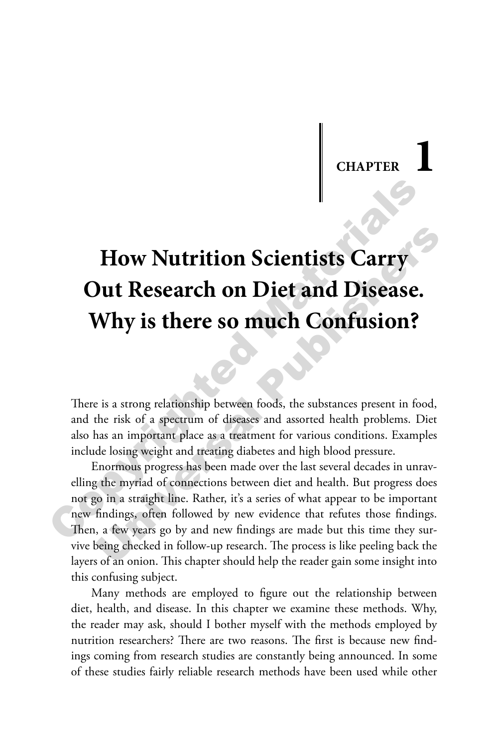CHAPTER 1

# How Nutrition Scientists Carry Out Research on Diet and Disease. Why is there so much Confusion?

There is a strong relationship between foods, the substances present in food, and the risk of a spectrum of diseases and assorted health problems. Diet also has an important place as a treatment for various conditions. Examples include losing weight and treating diabetes and high blood pressure.

Enormous progress has been made over the last several decades in unravelling the myriad of connections between diet and health. But progress does not go in a straight line. Rather, it's a series of what appear to be important new findings, often followed by new evidence that refutes those findings. Then, a few years go by and new findings are made but this time they survive being checked in follow-up research. The process is like peeling back the layers of an onion. This chapter should help the reader gain some insight into this confusing subject.

Many methods are employed to figure out the relationship between diet, health, and disease. In this chapter we examine these methods. Why, the reader may ask, should I bother myself with the methods employed by nutrition researchers? There are two reasons. The first is because new findings coming from research studies are constantly being announced. In some of these studies fairly reliable research methods have been used while other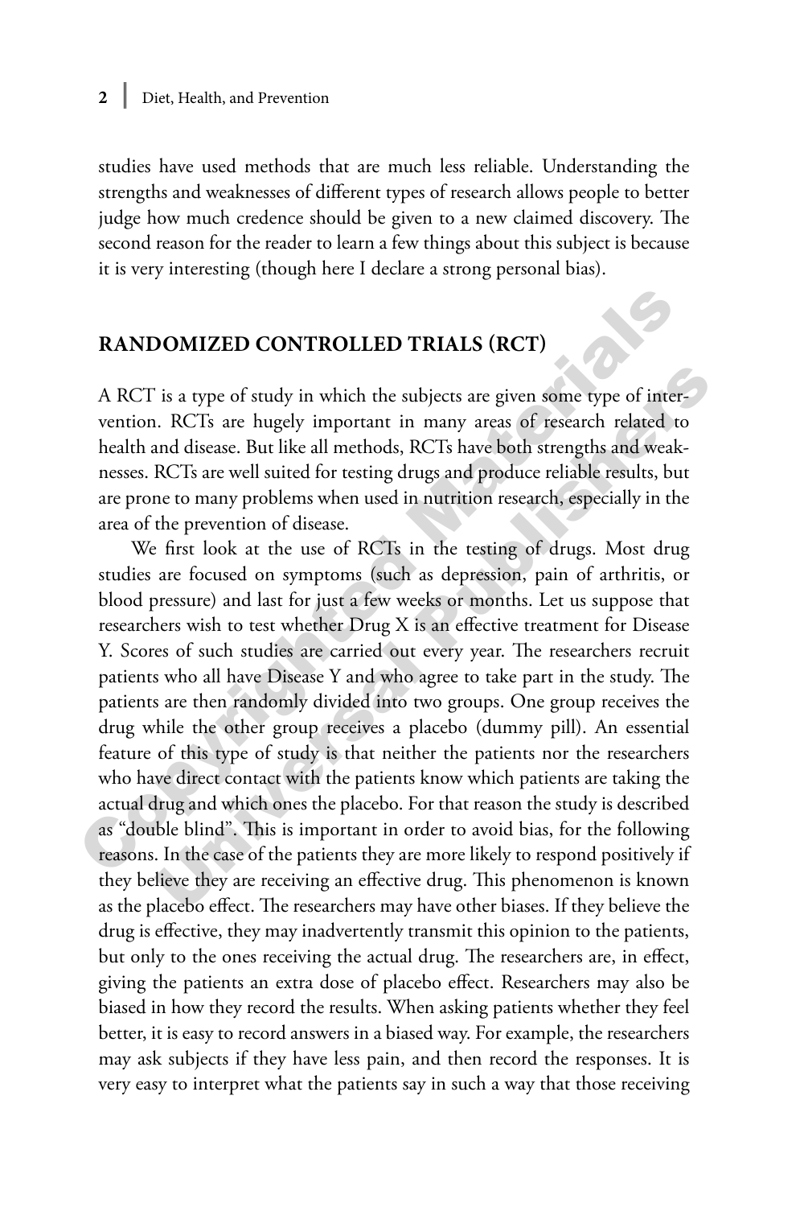studies have used methods that are much less reliable. Understanding the strengths and weaknesses of different types of research allows people to better judge how much credence should be given to a new claimed discovery. The second reason for the reader to learn a few things about this subject is because it is very interesting (though here I declare a strong personal bias).

## RANDOMIZED CONTROLLED TRIALS (RCT)

A RCT is a type of study in which the subjects are given some type of intervention. RCTs are hugely important in many areas of research related to health and disease. But like all methods, RCTs have both strengths and weaknesses. RCTs are well suited for testing drugs and produce reliable results, but are prone to many problems when used in nutrition research, especially in the area of the prevention of disease.

We first look at the use of RCTs in the testing of drugs. Most drug studies are focused on symptoms (such as depression, pain of arthritis, or blood pressure) and last for just a few weeks or months. Let us suppose that researchers wish to test whether Drug X is an effective treatment for Disease Y. Scores of such studies are carried out every year. The researchers recruit patients who all have Disease Y and who agree to take part in the study. The patients are then randomly divided into two groups. One group receives the drug while the other group receives a placebo (dummy pill). An essential feature of this type of study is that neither the patients nor the researchers who have direct contact with the patients know which patients are taking the actual drug and which ones the placebo. For that reason the study is described as "double blind". This is important in order to avoid bias, for the following reasons. In the case of the patients they are more likely to respond positively if they believe they are receiving an effective drug. This phenomenon is known as the placebo effect. The researchers may have other biases. If they believe the drug is effective, they may inadvertently transmit this opinion to the patients, but only to the ones receiving the actual drug. The researchers are, in effect, giving the patients an extra dose of placebo effect. Researchers may also be biased in how they record the results. When asking patients whether they feel better, it is easy to record answers in a biased way. For example, the researchers may ask subjects if they have less pain, and then record the responses. It is very easy to interpret what the patients say in such a way that those receiving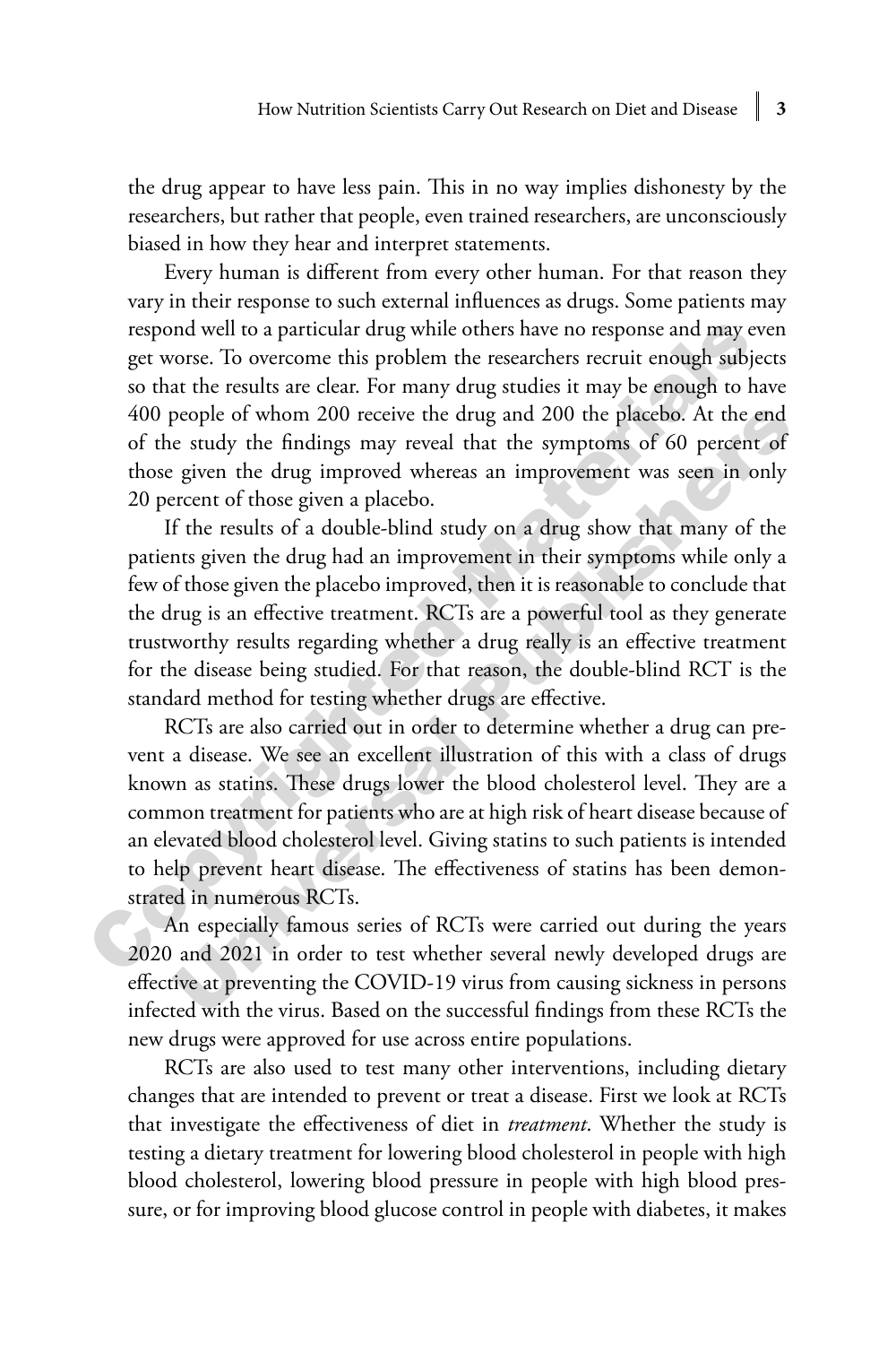the drug appear to have less pain. This in no way implies dishonesty by the researchers, but rather that people, even trained researchers, are unconsciously biased in how they hear and interpret statements.

Every human is different from every other human. For that reason they vary in their response to such external influences as drugs. Some patients may respond well to a particular drug while others have no response and may even get worse. To overcome this problem the researchers recruit enough subjects so that the results are clear. For many drug studies it may be enough to have 400 people of whom 200 receive the drug and 200 the placebo. At the end of the study the findings may reveal that the symptoms of 60 percent of those given the drug improved whereas an improvement was seen in only 20 percent of those given a placebo.

If the results of a double-blind study on a drug show that many of the patients given the drug had an improvement in their symptoms while only a few of those given the placebo improved, then it is reasonable to conclude that the drug is an effective treatment. RCTs are a powerful tool as they generate trustworthy results regarding whether a drug really is an effective treatment for the disease being studied. For that reason, the double-blind RCT is the standard method for testing whether drugs are effective.

RCTs are also carried out in order to determine whether a drug can prevent a disease. We see an excellent illustration of this with a class of drugs known as statins. These drugs lower the blood cholesterol level. They are a common treatment for patients who are at high risk of heart disease because of an elevated blood cholesterol level. Giving statins to such patients is intended to help prevent heart disease. The effectiveness of statins has been demonstrated in numerous RCTs.

An especially famous series of RCTs were carried out during the years 2020 and 2021 in order to test whether several newly developed drugs are effective at preventing the COVID-19 virus from causing sickness in persons infected with the virus. Based on the successful findings from these RCTs the new drugs were approved for use across entire populations.

RCTs are also used to test many other interventions, including dietary changes that are intended to prevent or treat a disease. First we look at RCTs that investigate the effectiveness of diet in *treatment*. Whether the study is testing a dietary treatment for lowering blood cholesterol in people with high blood cholesterol, lowering blood pressure in people with high blood pressure, or for improving blood glucose control in people with diabetes, it makes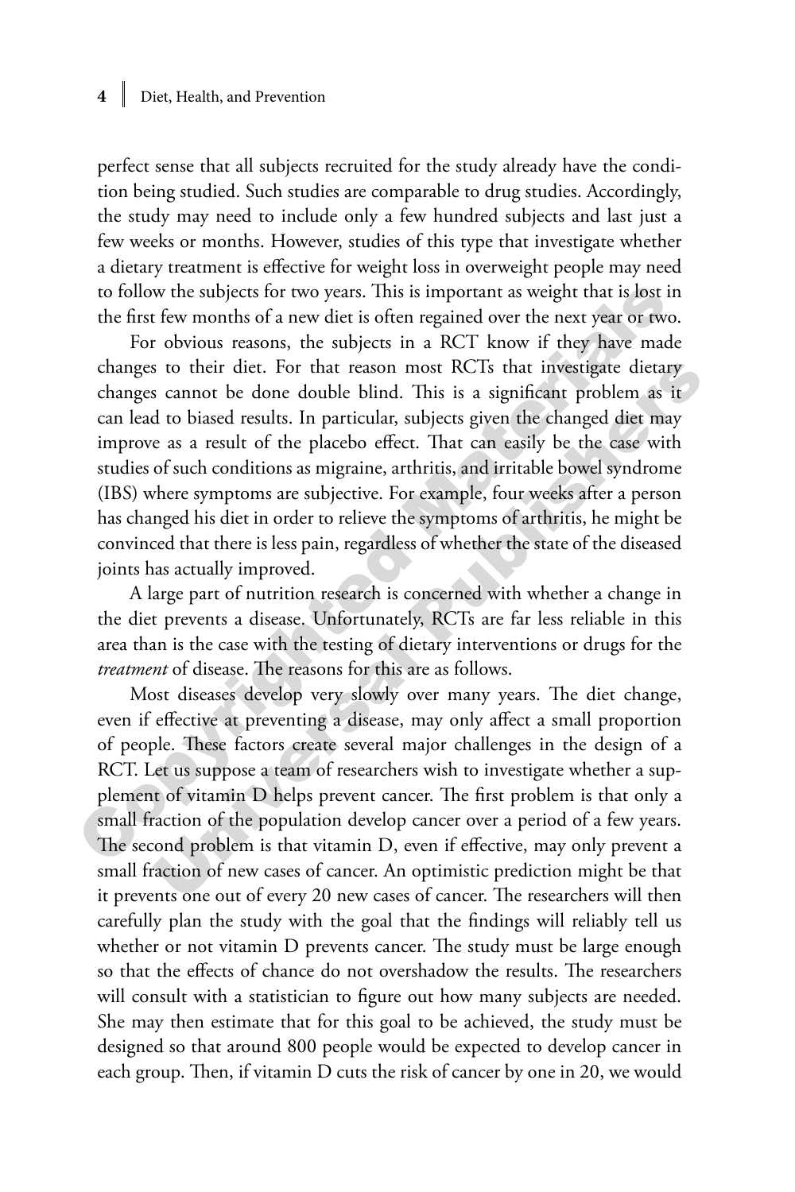perfect sense that all subjects recruited for the study already have the condition being studied. Such studies are comparable to drug studies. Accordingly, the study may need to include only a few hundred subjects and last just a few weeks or months. However, studies of this type that investigate whether a dietary treatment is effective for weight loss in overweight people may need to follow the subjects for two years. This is important as weight that is lost in the first few months of a new diet is often regained over the next year or two.

For obvious reasons, the subjects in a RCT know if they have made changes to their diet. For that reason most RCTs that investigate dietary changes cannot be done double blind. This is a significant problem as it can lead to biased results. In particular, subjects given the changed diet may improve as a result of the placebo effect. That can easily be the case with studies of such conditions as migraine, arthritis, and irritable bowel syndrome (IBS) where symptoms are subjective. For example, four weeks after a person has changed his diet in order to relieve the symptoms of arthritis, he might be convinced that there is less pain, regardless of whether the state of the diseased joints has actually improved.

A large part of nutrition research is concerned with whether a change in the diet prevents a disease. Unfortunately, RCTs are far less reliable in this area than is the case with the testing of dietary interventions or drugs for the *treatment* of disease. The reasons for this are as follows.

Most diseases develop very slowly over many years. The diet change, even if effective at preventing a disease, may only affect a small proportion of people. These factors create several major challenges in the design of a RCT. Let us suppose a team of researchers wish to investigate whether a supplement of vitamin D helps prevent cancer. The first problem is that only a small fraction of the population develop cancer over a period of a few years. The second problem is that vitamin D, even if effective, may only prevent a small fraction of new cases of cancer. An optimistic prediction might be that it prevents one out of every 20 new cases of cancer. The researchers will then carefully plan the study with the goal that the findings will reliably tell us whether or not vitamin D prevents cancer. The study must be large enough so that the effects of chance do not overshadow the results. The researchers will consult with a statistician to figure out how many subjects are needed. She may then estimate that for this goal to be achieved, the study must be designed so that around 800 people would be expected to develop cancer in each group. Then, if vitamin D cuts the risk of cancer by one in 20, we would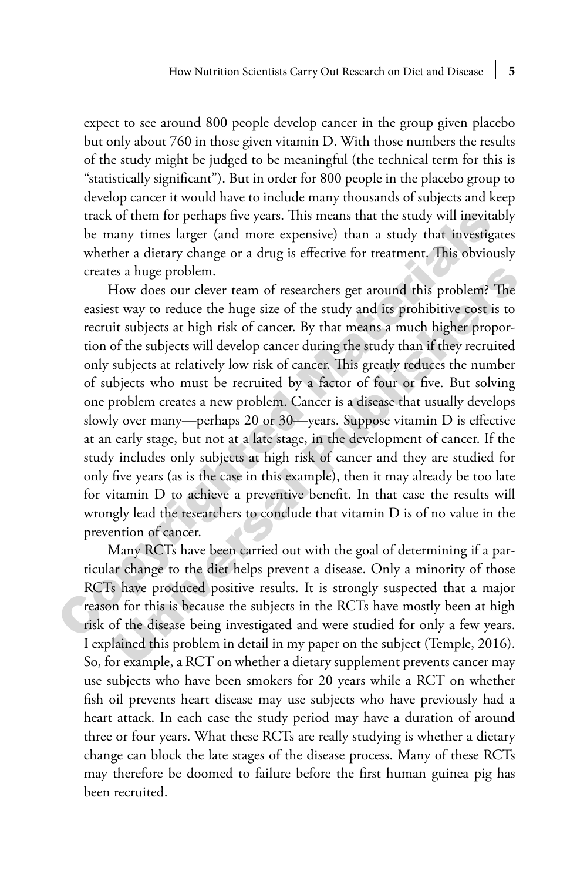expect to see around 800 people develop cancer in the group given placebo but only about 760 in those given vitamin D. With those numbers the results of the study might be judged to be meaningful (the technical term for this is "statistically significant"). But in order for 800 people in the placebo group to develop cancer it would have to include many thousands of subjects and keep track of them for perhaps five years. This means that the study will inevitably be many times larger (and more expensive) than a study that investigates whether a dietary change or a drug is effective for treatment. This obviously creates a huge problem.

How does our clever team of researchers get around this problem? The easiest way to reduce the huge size of the study and its prohibitive cost is to recruit subjects at high risk of cancer. By that means a much higher proportion of the subjects will develop cancer during the study than if they recruited only subjects at relatively low risk of cancer. This greatly reduces the number of subjects who must be recruited by a factor of four or five. But solving one problem creates a new problem. Cancer is a disease that usually develops slowly over many—perhaps 20 or 30—years. Suppose vitamin D is effective at an early stage, but not at a late stage, in the development of cancer. If the study includes only subjects at high risk of cancer and they are studied for only five years (as is the case in this example), then it may already be too late for vitamin D to achieve a preventive benefit. In that case the results will wrongly lead the researchers to conclude that vitamin D is of no value in the prevention of cancer.

Many RCTs have been carried out with the goal of determining if a particular change to the diet helps prevent a disease. Only a minority of those RCTs have produced positive results. It is strongly suspected that a major reason for this is because the subjects in the RCTs have mostly been at high risk of the disease being investigated and were studied for only a few years. I explained this problem in detail in my paper on the subject (Temple, 2016). So, for example, a RCT on whether a dietary supplement prevents cancer may use subjects who have been smokers for 20 years while a RCT on whether fish oil prevents heart disease may use subjects who have previously had a heart attack. In each case the study period may have a duration of around three or four years. What these RCTs are really studying is whether a dietary change can block the late stages of the disease process. Many of these RCTs may therefore be doomed to failure before the first human guinea pig has been recruited.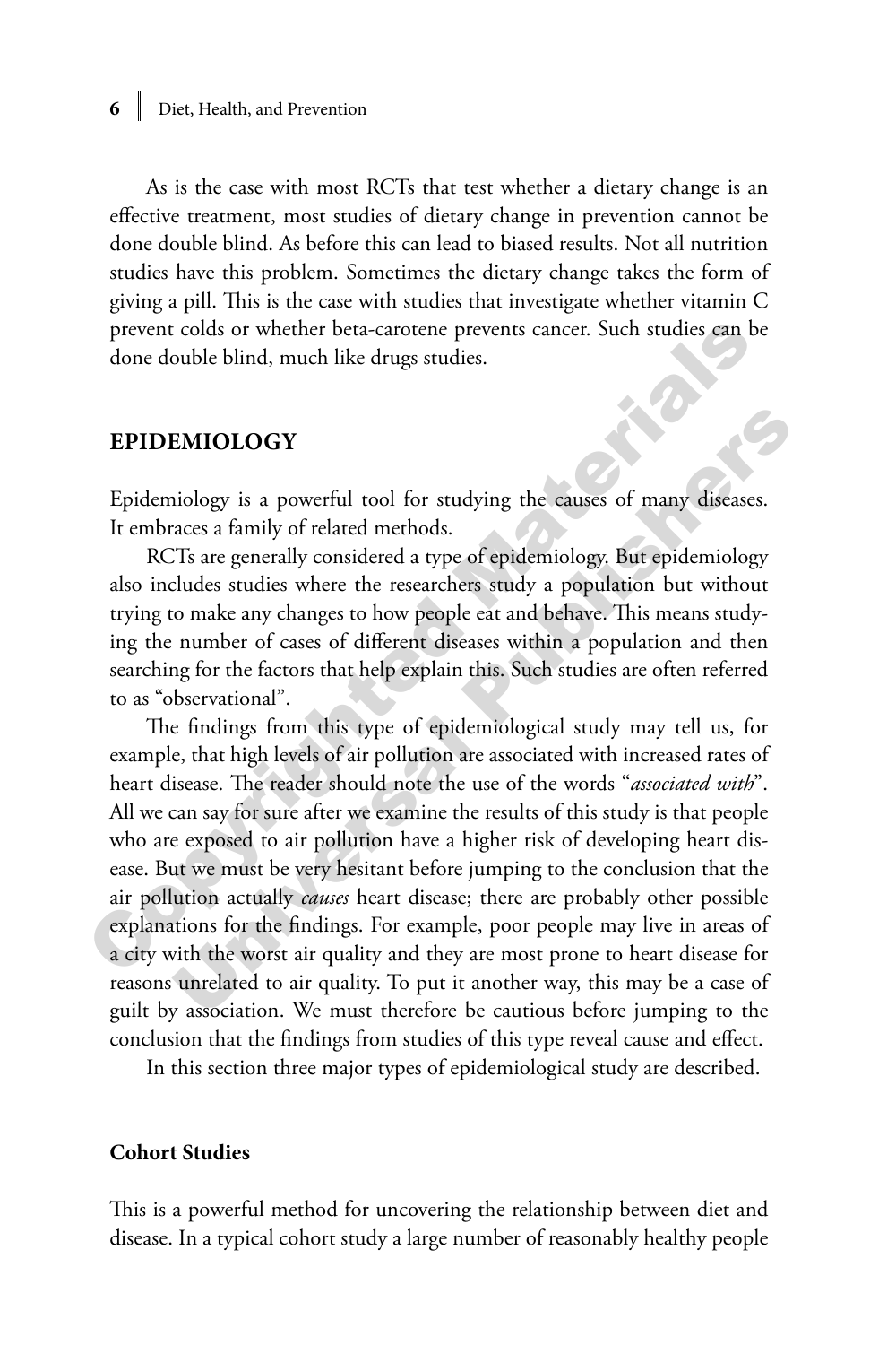As is the case with most RCTs that test whether a dietary change is an effective treatment, most studies of dietary change in prevention cannot be done double blind. As before this can lead to biased results. Not all nutrition studies have this problem. Sometimes the dietary change takes the form of giving a pill. This is the case with studies that investigate whether vitamin C prevent colds or whether beta-carotene prevents cancer. Such studies can be done double blind, much like drugs studies.

## EPIDEMIOLOGY

Epidemiology is a powerful tool for studying the causes of many diseases. It embraces a family of related methods.

RCTs are generally considered a type of epidemiology. But epidemiology also includes studies where the researchers study a population but without trying to make any changes to how people eat and behave. This means studying the number of cases of different diseases within a population and then searching for the factors that help explain this. Such studies are often referred to as "observational".

The findings from this type of epidemiological study may tell us, for example, that high levels of air pollution are associated with increased rates of heart disease. The reader should note the use of the words "*associated with*". All we can say for sure after we examine the results of this study is that people who are exposed to air pollution have a higher risk of developing heart disease. But we must be very hesitant before jumping to the conclusion that the air pollution actually *causes* heart disease; there are probably other possible explanations for the findings. For example, poor people may live in areas of a city with the worst air quality and they are most prone to heart disease for reasons unrelated to air quality. To put it another way, this may be a case of guilt by association. We must therefore be cautious before jumping to the conclusion that the findings from studies of this type reveal cause and effect.

In this section three major types of epidemiological study are described.

### Cohort Studies

This is a powerful method for uncovering the relationship between diet and disease. In a typical cohort study a large number of reasonably healthy people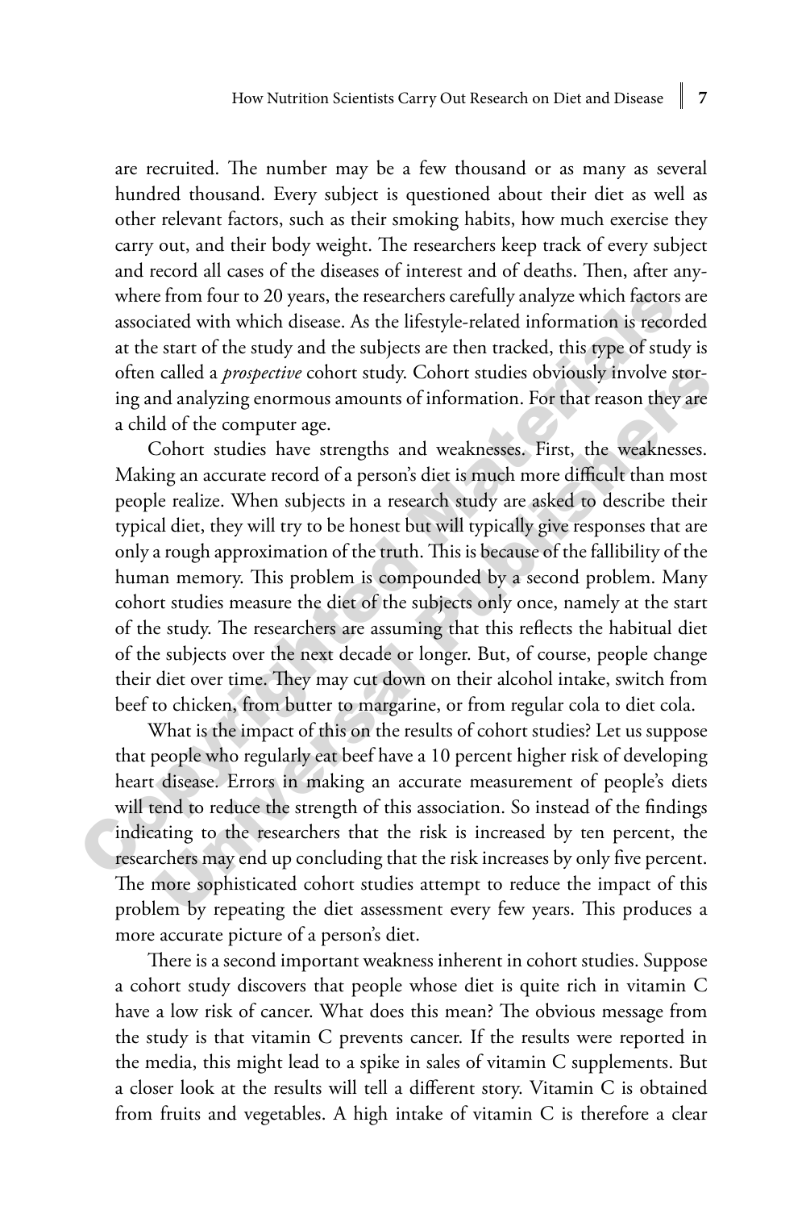are recruited. The number may be a few thousand or as many as several hundred thousand. Every subject is questioned about their diet as well as other relevant factors, such as their smoking habits, how much exercise they carry out, and their body weight. The researchers keep track of every subject and record all cases of the diseases of interest and of deaths. Then, after anywhere from four to 20 years, the researchers carefully analyze which factors are associated with which disease. As the lifestyle-related information is recorded at the start of the study and the subjects are then tracked, this type of study is often called a *prospective* cohort study. Cohort studies obviously involve storing and analyzing enormous amounts of information. For that reason they are a child of the computer age.

Cohort studies have strengths and weaknesses. First, the weaknesses. Making an accurate record of a person's diet is much more difficult than most people realize. When subjects in a research study are asked to describe their typical diet, they will try to be honest but will typically give responses that are only a rough approximation of the truth. This is because of the fallibility of the human memory. This problem is compounded by a second problem. Many cohort studies measure the diet of the subjects only once, namely at the start of the study. The researchers are assuming that this reflects the habitual diet of the subjects over the next decade or longer. But, of course, people change their diet over time. They may cut down on their alcohol intake, switch from beef to chicken, from butter to margarine, or from regular cola to diet cola.

What is the impact of this on the results of cohort studies? Let us suppose that people who regularly eat beef have a 10 percent higher risk of developing heart disease. Errors in making an accurate measurement of people's diets will tend to reduce the strength of this association. So instead of the findings indicating to the researchers that the risk is increased by ten percent, the researchers may end up concluding that the risk increases by only five percent. The more sophisticated cohort studies attempt to reduce the impact of this problem by repeating the diet assessment every few years. This produces a more accurate picture of a person's diet.

There is a second important weakness inherent in cohort studies. Suppose a cohort study discovers that people whose diet is quite rich in vitamin C have a low risk of cancer. What does this mean? The obvious message from the study is that vitamin C prevents cancer. If the results were reported in the media, this might lead to a spike in sales of vitamin C supplements. But a closer look at the results will tell a different story. Vitamin C is obtained from fruits and vegetables. A high intake of vitamin C is therefore a clear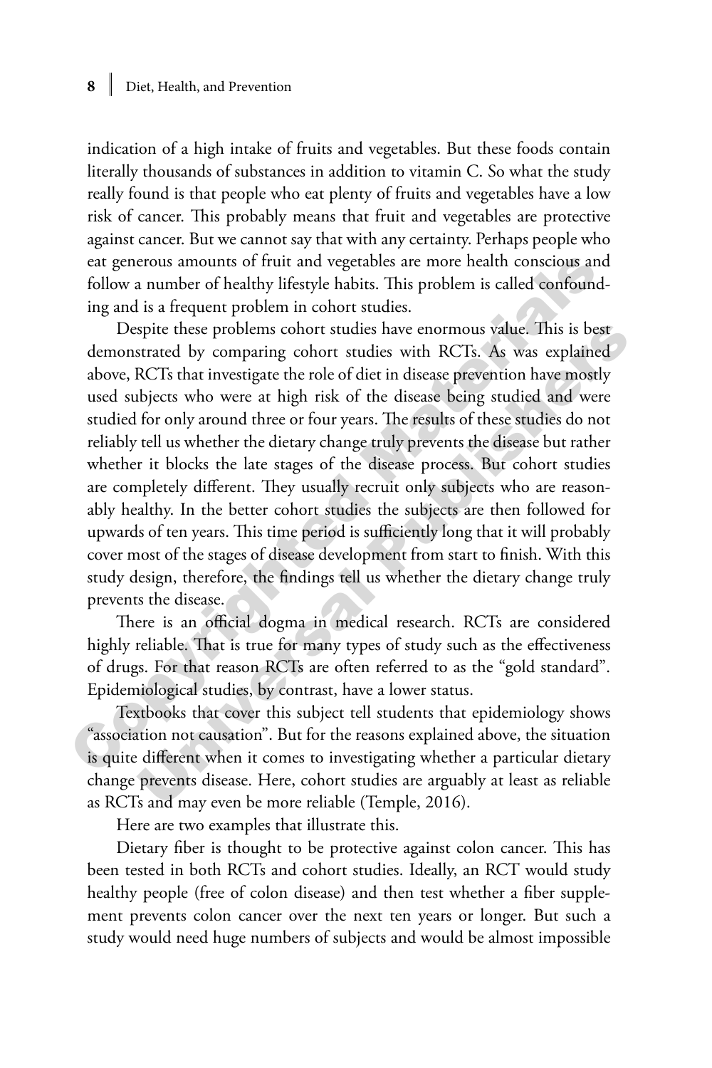indication of a high intake of fruits and vegetables. But these foods contain literally thousands of substances in addition to vitamin C. So what the study really found is that people who eat plenty of fruits and vegetables have a low risk of cancer. This probably means that fruit and vegetables are protective against cancer. But we cannot say that with any certainty. Perhaps people who eat generous amounts of fruit and vegetables are more health conscious and follow a number of healthy lifestyle habits. This problem is called confounding and is a frequent problem in cohort studies.

Despite these problems cohort studies have enormous value. This is best demonstrated by comparing cohort studies with RCTs. As was explained above, RCTs that investigate the role of diet in disease prevention have mostly used subjects who were at high risk of the disease being studied and were studied for only around three or four years. The results of these studies do not reliably tell us whether the dietary change truly prevents the disease but rather whether it blocks the late stages of the disease process. But cohort studies are completely different. They usually recruit only subjects who are reasonably healthy. In the better cohort studies the subjects are then followed for upwards of ten years. This time period is sufficiently long that it will probably cover most of the stages of disease development from start to finish. With this study design, therefore, the findings tell us whether the dietary change truly prevents the disease.

There is an official dogma in medical research. RCTs are considered highly reliable. That is true for many types of study such as the effectiveness of drugs. For that reason RCTs are often referred to as the "gold standard". Epidemiological studies, by contrast, have a lower status.

Textbooks that cover this subject tell students that epidemiology shows "association not causation". But for the reasons explained above, the situation is quite different when it comes to investigating whether a particular dietary change prevents disease. Here, cohort studies are arguably at least as reliable as RCTs and may even be more reliable (Temple, 2016).

Here are two examples that illustrate this.

Dietary fiber is thought to be protective against colon cancer. This has been tested in both RCTs and cohort studies. Ideally, an RCT would study healthy people (free of colon disease) and then test whether a fiber supplement prevents colon cancer over the next ten years or longer. But such a study would need huge numbers of subjects and would be almost impossible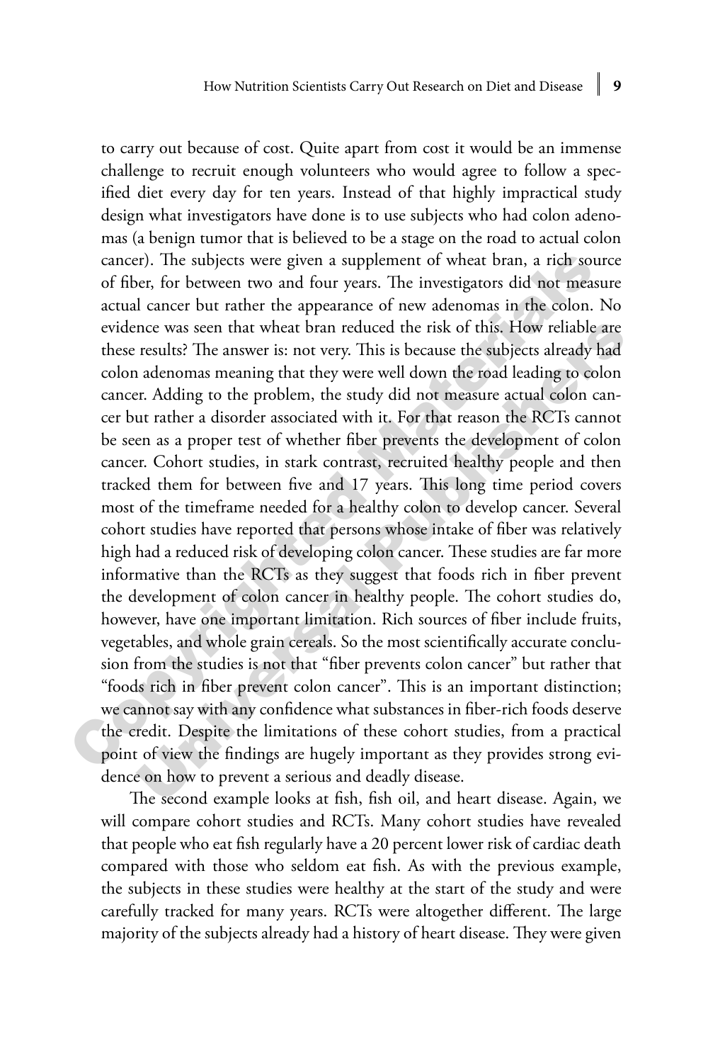to carry out because of cost. Quite apart from cost it would be an immense challenge to recruit enough volunteers who would agree to follow a specified diet every day for ten years. Instead of that highly impractical study design what investigators have done is to use subjects who had colon adenomas (a benign tumor that is believed to be a stage on the road to actual colon cancer). The subjects were given a supplement of wheat bran, a rich source of fiber, for between two and four years. The investigators did not measure actual cancer but rather the appearance of new adenomas in the colon. No evidence was seen that wheat bran reduced the risk of this. How reliable are these results? The answer is: not very. This is because the subjects already had colon adenomas meaning that they were well down the road leading to colon cancer. Adding to the problem, the study did not measure actual colon cancer but rather a disorder associated with it. For that reason the RCTs cannot be seen as a proper test of whether fiber prevents the development of colon cancer. Cohort studies, in stark contrast, recruited healthy people and then tracked them for between five and 17 years. This long time period covers most of the timeframe needed for a healthy colon to develop cancer. Several cohort studies have reported that persons whose intake of fiber was relatively high had a reduced risk of developing colon cancer. These studies are far more informative than the RCTs as they suggest that foods rich in fiber prevent the development of colon cancer in healthy people. The cohort studies do, however, have one important limitation. Rich sources of fiber include fruits, vegetables, and whole grain cereals. So the most scientifically accurate conclusion from the studies is not that "fiber prevents colon cancer" but rather that "foods rich in fiber prevent colon cancer". This is an important distinction; we cannot say with any confidence what substances in fiber-rich foods deserve the credit. Despite the limitations of these cohort studies, from a practical point of view the findings are hugely important as they provides strong evidence on how to prevent a serious and deadly disease.

The second example looks at fish, fish oil, and heart disease. Again, we will compare cohort studies and RCTs. Many cohort studies have revealed that people who eat fish regularly have a 20 percent lower risk of cardiac death compared with those who seldom eat fish. As with the previous example, the subjects in these studies were healthy at the start of the study and were carefully tracked for many years. RCTs were altogether different. The large majority of the subjects already had a history of heart disease. They were given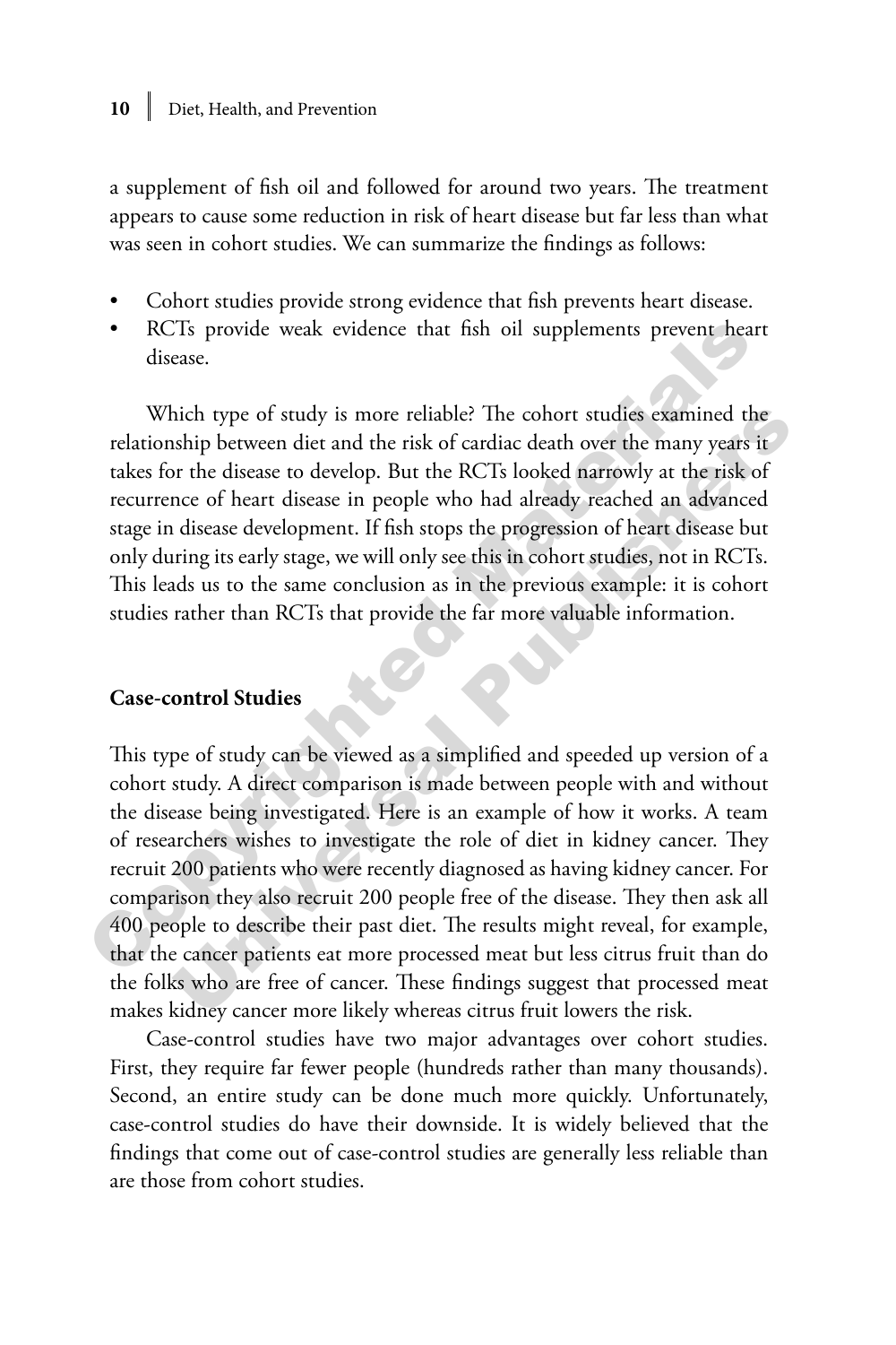a supplement of fish oil and followed for around two years. The treatment appears to cause some reduction in risk of heart disease but far less than what was seen in cohort studies. We can summarize the findings as follows:

- Cohort studies provide strong evidence that fish prevents heart disease.
- RCTs provide weak evidence that fish oil supplements prevent heart disease.

Which type of study is more reliable? The cohort studies examined the relationship between diet and the risk of cardiac death over the many years it takes for the disease to develop. But the RCTs looked narrowly at the risk of recurrence of heart disease in people who had already reached an advanced stage in disease development. If fish stops the progression of heart disease but only during its early stage, we will only see this in cohort studies, not in RCTs. This leads us to the same conclusion as in the previous example: it is cohort studies rather than RCTs that provide the far more valuable information.

## Case-control Studies

This type of study can be viewed as a simplified and speeded up version of a cohort study. A direct comparison is made between people with and without the disease being investigated. Here is an example of how it works. A team of researchers wishes to investigate the role of diet in kidney cancer. They recruit 200 patients who were recently diagnosed as having kidney cancer. For comparison they also recruit 200 people free of the disease. They then ask all 400 people to describe their past diet. The results might reveal, for example, that the cancer patients eat more processed meat but less citrus fruit than do the folks who are free of cancer. These findings suggest that processed meat makes kidney cancer more likely whereas citrus fruit lowers the risk.

Case-control studies have two major advantages over cohort studies. First, they require far fewer people (hundreds rather than many thousands). Second, an entire study can be done much more quickly. Unfortunately, case-control studies do have their downside. It is widely believed that the findings that come out of case-control studies are generally less reliable than are those from cohort studies.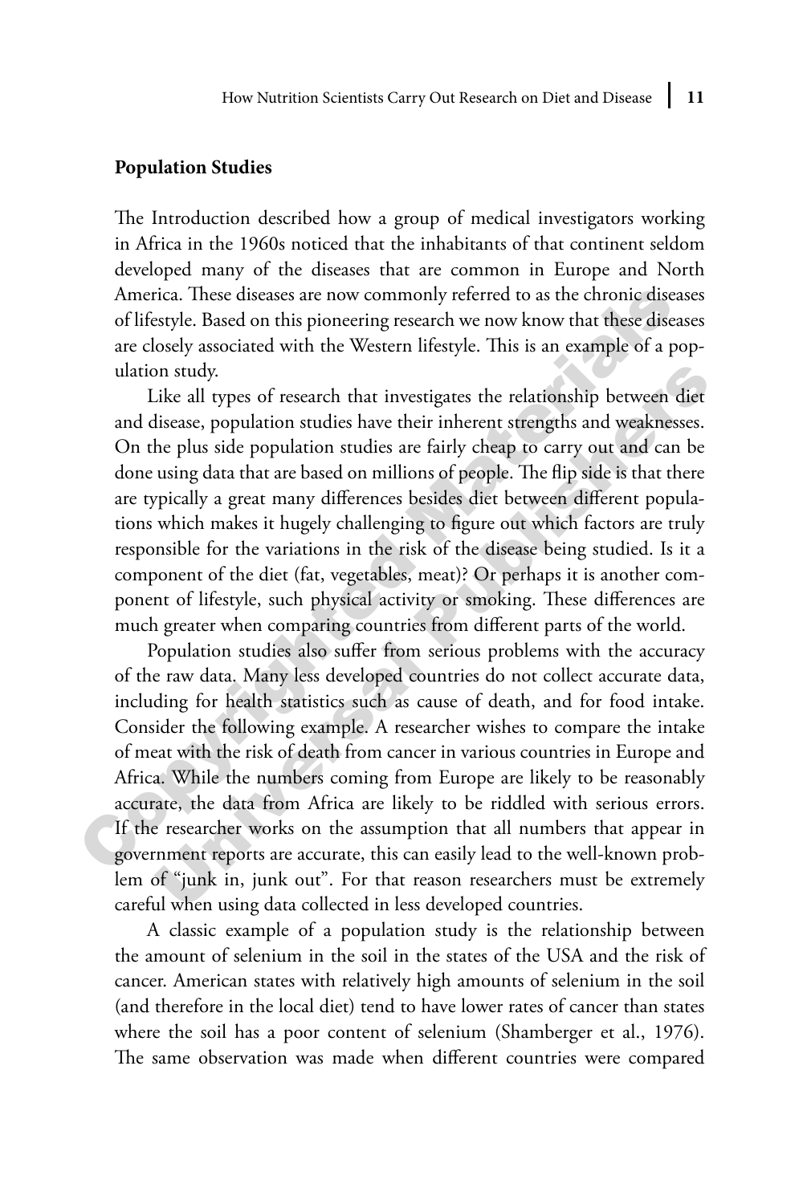## Population Studies

The Introduction described how a group of medical investigators working in Africa in the 1960s noticed that the inhabitants of that continent seldom developed many of the diseases that are common in Europe and North America. These diseases are now commonly referred to as the chronic diseases of lifestyle. Based on this pioneering research we now know that these diseases are closely associated with the Western lifestyle. This is an example of a population study.

Like all types of research that investigates the relationship between diet and disease, population studies have their inherent strengths and weaknesses. On the plus side population studies are fairly cheap to carry out and can be done using data that are based on millions of people. The flip side is that there are typically a great many differences besides diet between different populations which makes it hugely challenging to figure out which factors are truly responsible for the variations in the risk of the disease being studied. Is it a component of the diet (fat, vegetables, meat)? Or perhaps it is another component of lifestyle, such physical activity or smoking. These differences are much greater when comparing countries from different parts of the world.

Population studies also suffer from serious problems with the accuracy of the raw data. Many less developed countries do not collect accurate data, including for health statistics such as cause of death, and for food intake. Consider the following example. A researcher wishes to compare the intake of meat with the risk of death from cancer in various countries in Europe and Africa. While the numbers coming from Europe are likely to be reasonably accurate, the data from Africa are likely to be riddled with serious errors. If the researcher works on the assumption that all numbers that appear in government reports are accurate, this can easily lead to the well-known problem of "junk in, junk out". For that reason researchers must be extremely careful when using data collected in less developed countries.

A classic example of a population study is the relationship between the amount of selenium in the soil in the states of the USA and the risk of cancer. American states with relatively high amounts of selenium in the soil (and therefore in the local diet) tend to have lower rates of cancer than states where the soil has a poor content of selenium (Shamberger et al., 1976). The same observation was made when different countries were compared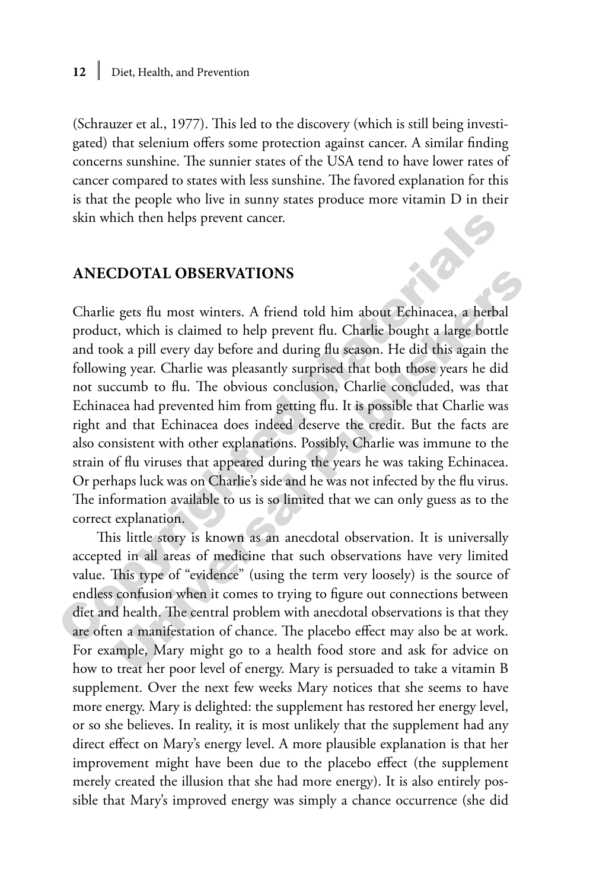(Schrauzer et al., 1977). This led to the discovery (which is still being investigated) that selenium offers some protection against cancer. A similar finding concerns sunshine. The sunnier states of the USA tend to have lower rates of cancer compared to states with less sunshine. The favored explanation for this is that the people who live in sunny states produce more vitamin D in their skin which then helps prevent cancer.

## ANECDOTAL OBSERVATIONS

Charlie gets flu most winters. A friend told him about Echinacea, a herbal product, which is claimed to help prevent flu. Charlie bought a large bottle and took a pill every day before and during flu season. He did this again the following year. Charlie was pleasantly surprised that both those years he did not succumb to flu. The obvious conclusion, Charlie concluded, was that Echinacea had prevented him from getting flu. It is possible that Charlie was right and that Echinacea does indeed deserve the credit. But the facts are also consistent with other explanations. Possibly, Charlie was immune to the strain of flu viruses that appeared during the years he was taking Echinacea. Or perhaps luck was on Charlie's side and he was not infected by the flu virus. The information available to us is so limited that we can only guess as to the correct explanation.

This little story is known as an anecdotal observation. It is universally accepted in all areas of medicine that such observations have very limited value. This type of "evidence" (using the term very loosely) is the source of endless confusion when it comes to trying to figure out connections between diet and health. The central problem with anecdotal observations is that they are often a manifestation of chance. The placebo effect may also be at work. For example, Mary might go to a health food store and ask for advice on how to treat her poor level of energy. Mary is persuaded to take a vitamin B supplement. Over the next few weeks Mary notices that she seems to have more energy. Mary is delighted: the supplement has restored her energy level, or so she believes. In reality, it is most unlikely that the supplement had any direct effect on Mary's energy level. A more plausible explanation is that her improvement might have been due to the placebo effect (the supplement merely created the illusion that she had more energy). It is also entirely possible that Mary's improved energy was simply a chance occurrence (she did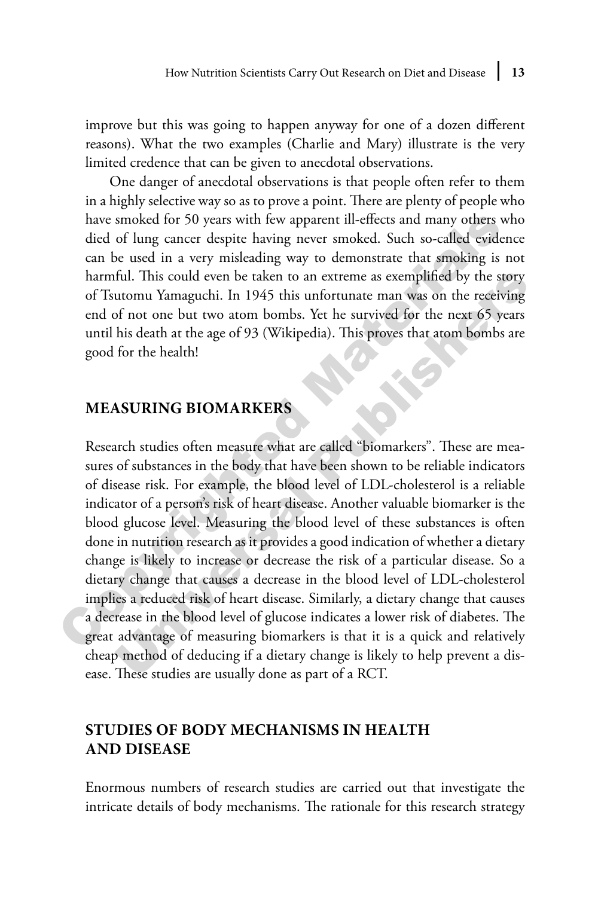improve but this was going to happen anyway for one of a dozen different reasons). What the two examples (Charlie and Mary) illustrate is the very limited credence that can be given to anecdotal observations.

One danger of anecdotal observations is that people often refer to them in a highly selective way so as to prove a point. There are plenty of people who have smoked for 50 years with few apparent ill-effects and many others who died of lung cancer despite having never smoked. Such so-called evidence can be used in a very misleading way to demonstrate that smoking is not harmful. This could even be taken to an extreme as exemplified by the story of Tsutomu Yamaguchi. In 1945 this unfortunate man was on the receiving end of not one but two atom bombs. Yet he survived for the next 65 years until his death at the age of 93 (Wikipedia). This proves that atom bombs are good for the health!

## MEASURING BIOMARKERS

Research studies often measure what are called "biomarkers". These are measures of substances in the body that have been shown to be reliable indicators of disease risk. For example, the blood level of LDL-cholesterol is a reliable indicator of a person's risk of heart disease. Another valuable biomarker is the blood glucose level. Measuring the blood level of these substances is often done in nutrition research as it provides a good indication of whether a dietary change is likely to increase or decrease the risk of a particular disease. So a dietary change that causes a decrease in the blood level of LDL-cholesterol implies a reduced risk of heart disease. Similarly, a dietary change that causes a decrease in the blood level of glucose indicates a lower risk of diabetes. The great advantage of measuring biomarkers is that it is a quick and relatively cheap method of deducing if a dietary change is likely to help prevent a disease. These studies are usually done as part of a RCT.

## STUDIES OF BODY MECHANISMS IN HEALTH AND DISEASE

Enormous numbers of research studies are carried out that investigate the intricate details of body mechanisms. The rationale for this research strategy